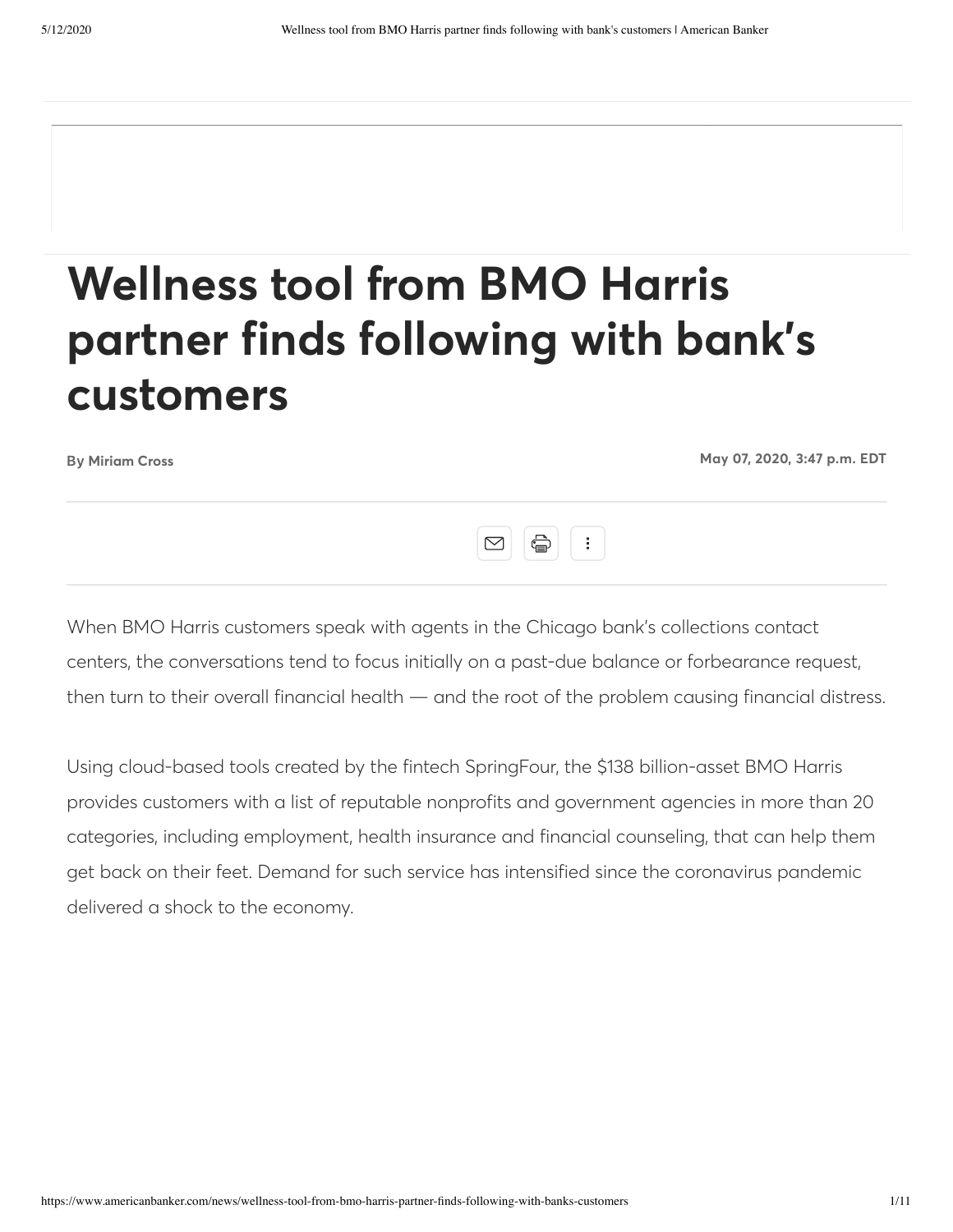# Wellness tool from BMO Harris partner finds following with bank's customers

**By Miriam Cross** — **May 07, 2020, 3:47 p.m. EDT**

When BMO Harris customers speak with agents in the Chicago bank's collections contact centers, the conversations tend to focus initially on a past-due balance or forbearance request, then turn to their overall financial health — and the root of the problem causing financial distress.

Using cloud-based tools created by the fintech SpringFour, the $138 billion-asset BMO Harris provides customers with a list of reputable nonprofits and government agencies in more than 20 categories, including employment, health insurance and financial counseling, that can help them get back on their feet. Demand for such service has intensified since the coronavirus pandemic delivered a shock to the economy.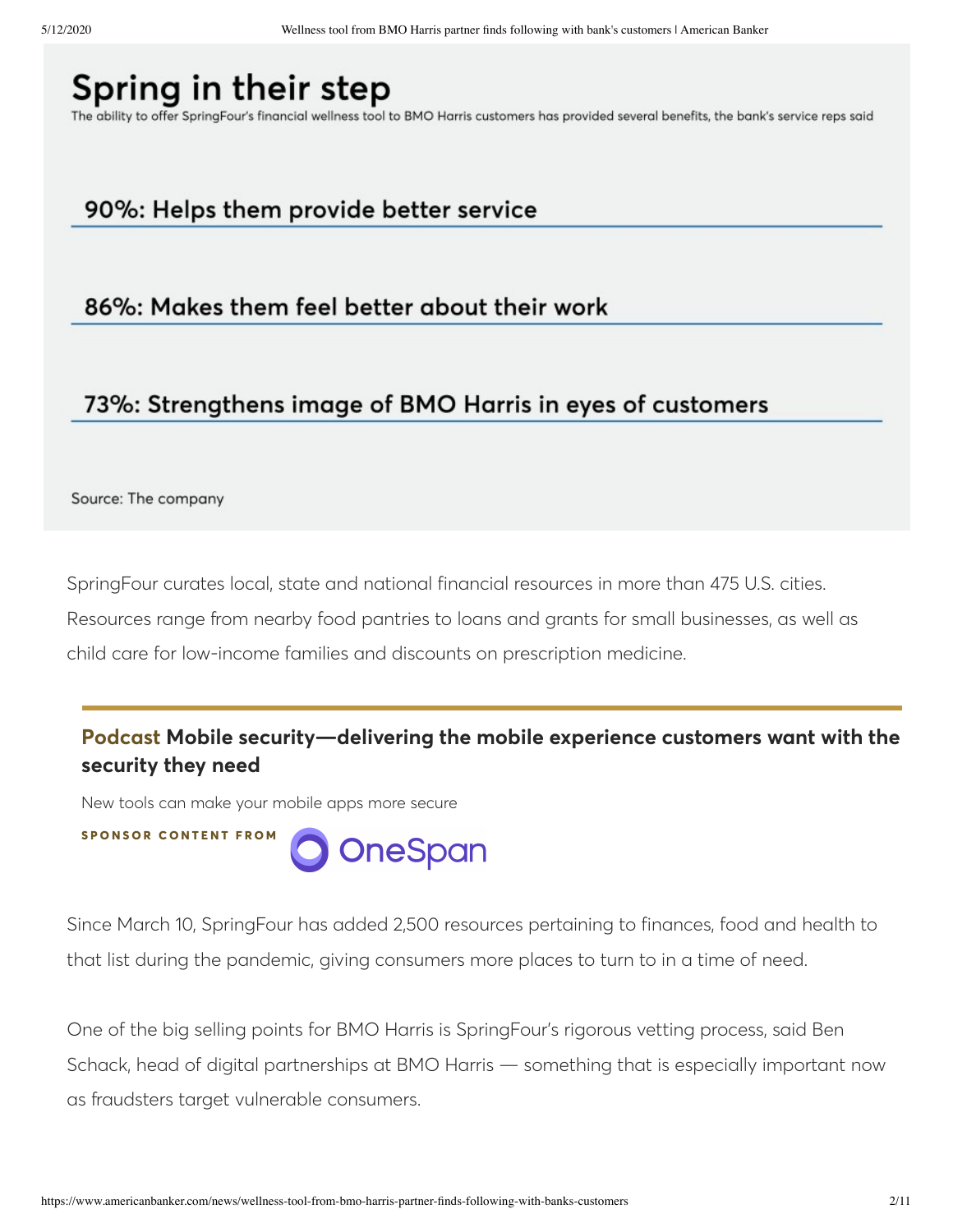## Spring in their step

The ability to offer SpringFour's financial wellness tool to BMO Harris customers has provided several benefits, the bank's service reps said

**90%: Helps them provide better service**

**86%: Makes them feel better about their work**

**73%: Strengthens image of BMO Harris in eyes of customers**

Source: The company

SpringFour curates local, state and national financial resources in more than 475 U.S. cities. Resources range from nearby food pantries to loans and grants for small businesses, as well as child care for low-income families and discounts on prescription medicine.

**Podcast Mobile security—delivering the mobile experience customers want with the security they need**

New tools can make your mobile apps more secure

SPONSOR CONTENT FROM OneSpan

Since March 10, SpringFour has added 2,500 resources pertaining to finances, food and health to that list during the pandemic, giving consumers more places to turn to in a time of need.

One of the big selling points for BMO Harris is SpringFour's rigorous vetting process, said Ben Schack, head of digital partnerships at BMO Harris — something that is especially important now as fraudsters target vulnerable consumers.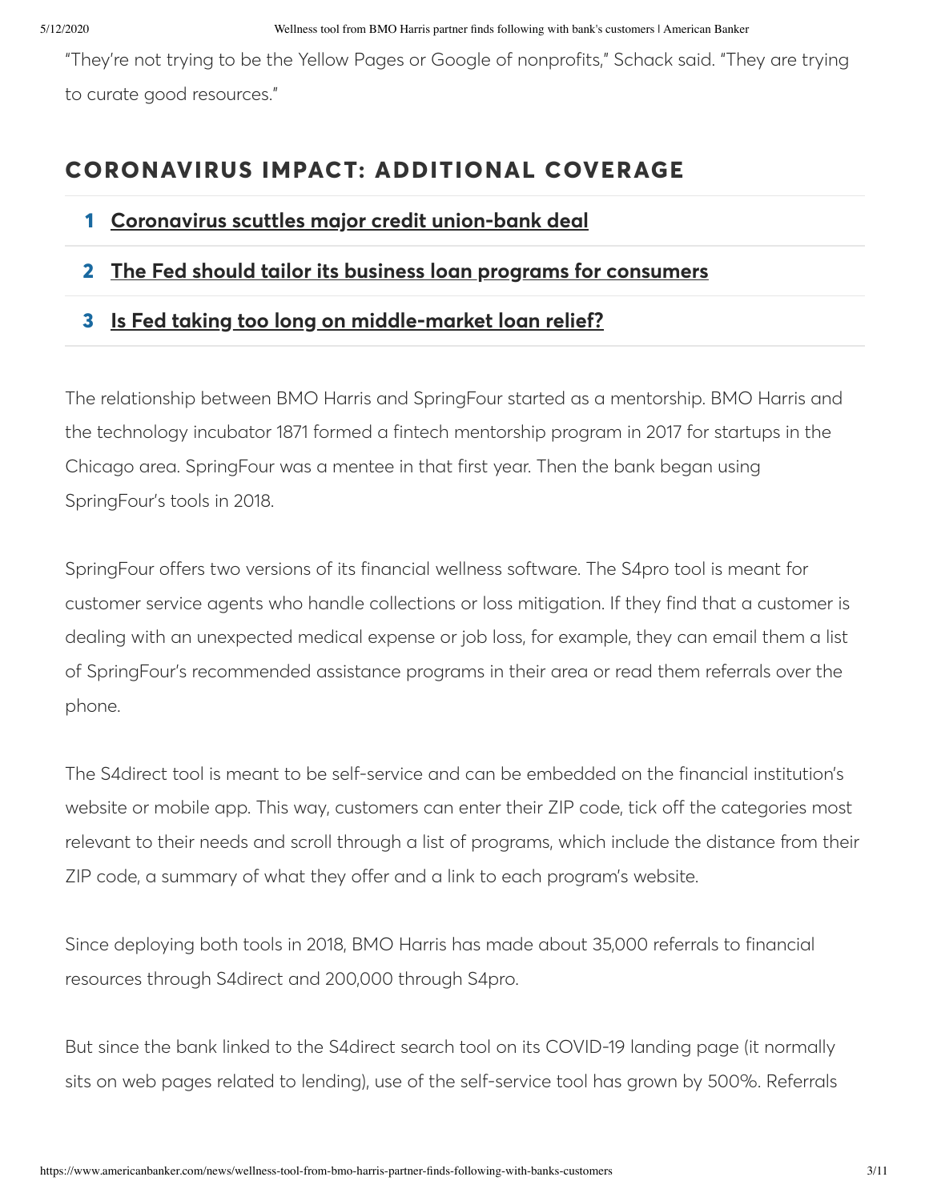"They're not trying to be the Yellow Pages or Google of nonprofits," Schack said. "They are trying to curate good resources."

## CORONAVIRUS IMPACT: ADDITIONAL COVERAGE

1. **Coronavirus scuttles major credit union-bank deal**
2. **The Fed should tailor its business loan programs for consumers**
3. **Is Fed taking too long on middle-market loan relief?**

The relationship between BMO Harris and SpringFour started as a mentorship. BMO Harris and the technology incubator 1871 formed a fintech mentorship program in 2017 for startups in the Chicago area. SpringFour was a mentee in that first year. Then the bank began using SpringFour's tools in 2018.

SpringFour offers two versions of its financial wellness software. The S4pro tool is meant for customer service agents who handle collections or loss mitigation. If they find that a customer is dealing with an unexpected medical expense or job loss, for example, they can email them a list of SpringFour's recommended assistance programs in their area or read them referrals over the phone.

The S4direct tool is meant to be self-service and can be embedded on the financial institution's website or mobile app. This way, customers can enter their ZIP code, tick off the categories most relevant to their needs and scroll through a list of programs, which include the distance from their ZIP code, a summary of what they offer and a link to each program's website.

Since deploying both tools in 2018, BMO Harris has made about 35,000 referrals to financial resources through S4direct and 200,000 through S4pro.

But since the bank linked to the S4direct search tool on its COVID-19 landing page (it normally sits on web pages related to lending), use of the self-service tool has grown by 500%. Referrals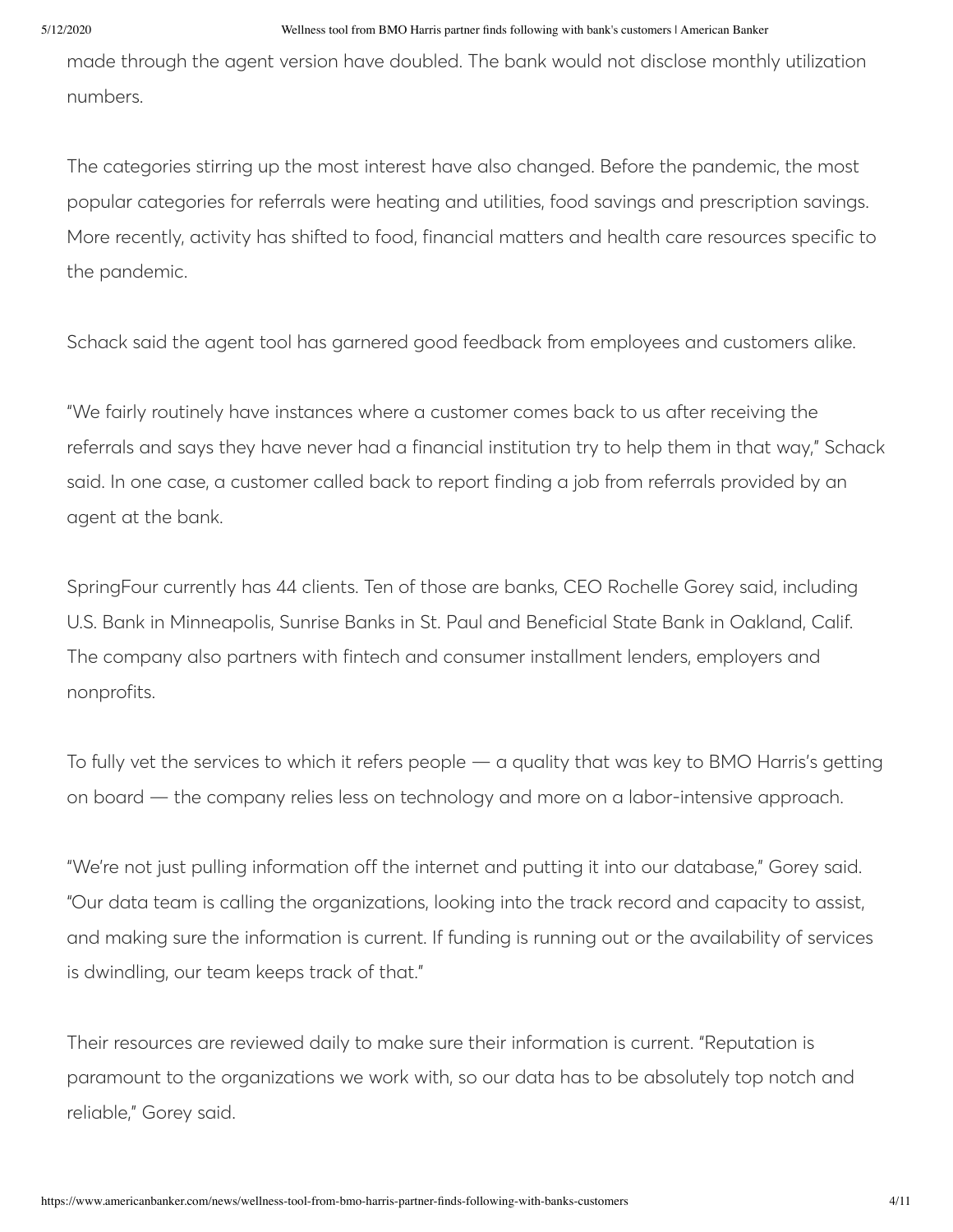made through the agent version have doubled. The bank would not disclose monthly utilization numbers.

The categories stirring up the most interest have also changed. Before the pandemic, the most popular categories for referrals were heating and utilities, food savings and prescription savings. More recently, activity has shifted to food, financial matters and health care resources specific to the pandemic.

Schack said the agent tool has garnered good feedback from employees and customers alike.

"We fairly routinely have instances where a customer comes back to us after receiving the referrals and says they have never had a financial institution try to help them in that way," Schack said. In one case, a customer called back to report finding a job from referrals provided by an agent at the bank.

SpringFour currently has 44 clients. Ten of those are banks, CEO Rochelle Gorey said, including U.S. Bank in Minneapolis, Sunrise Banks in St. Paul and Beneficial State Bank in Oakland, Calif. The company also partners with fintech and consumer installment lenders, employers and nonprofits.

To fully vet the services to which it refers people — a quality that was key to BMO Harris's getting on board — the company relies less on technology and more on a labor-intensive approach.

"We're not just pulling information off the internet and putting it into our database," Gorey said. "Our data team is calling the organizations, looking into the track record and capacity to assist, and making sure the information is current. If funding is running out or the availability of services is dwindling, our team keeps track of that."

Their resources are reviewed daily to make sure their information is current. "Reputation is paramount to the organizations we work with, so our data has to be absolutely top notch and reliable," Gorey said.